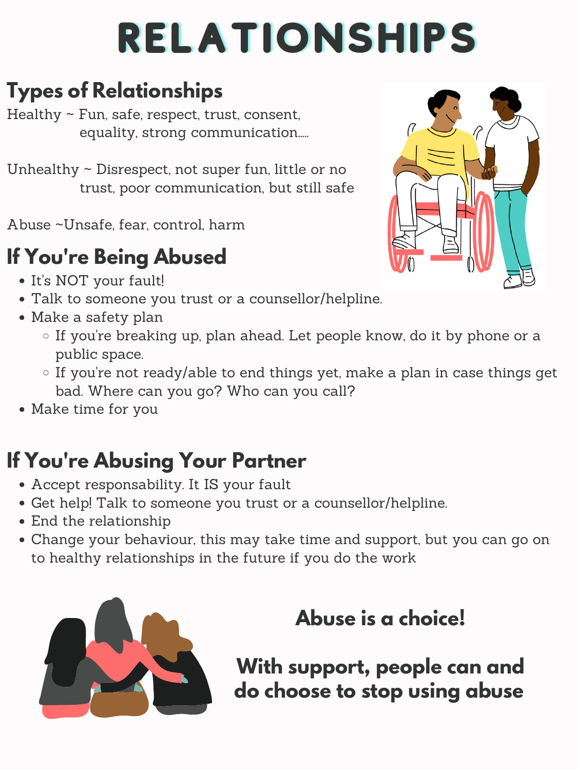# RELATIONSHIPS

## Types of Relationships

Healthy ~ Fun, safe, respect, trust, consent, equality, strong communication.....

Unhealthy ~ Disrespect, not super fun, little or no trust, poor communication, but still safe

Abuse ~Unsafe, fear, control, harm

## If You're Being Abused

- It's NOT your fault!
- Talk to someone you trust or a counsellor/helpline.
- Make a safety plan
  - If you're breaking up, plan ahead. Let people know, do it by phone or a public space.
  - If you're not ready/able to end things yet, make a plan in case things get bad. Where can you go? Who can you call?
- Make time for you

## If You're Abusing Your Partner

- Accept responsability. It IS your fault
- Get help! Talk to someone you trust or a counsellor/helpline.
- End the relationship
- Change your behaviour, this may take time and support, but you can go on to healthy relationships in the future if you do the work

**Abuse is a choice!**

**With support, people can and do choose to stop using abuse**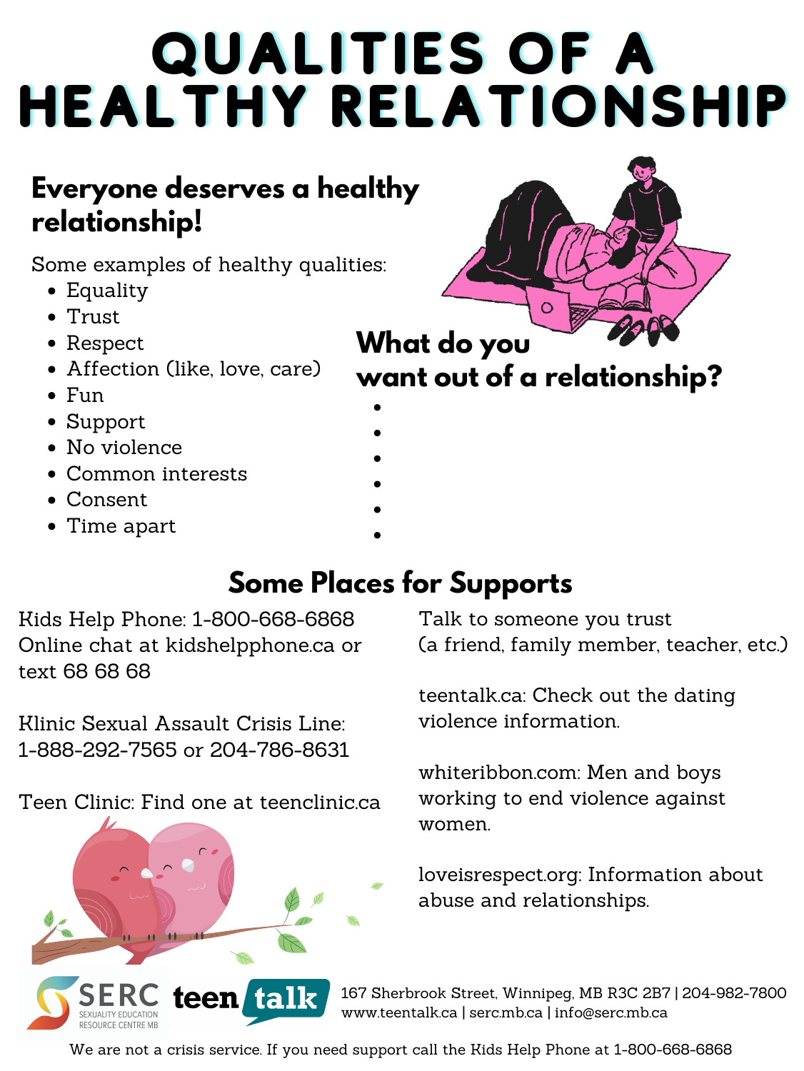# QUALITIES OF A HEALTHY RELATIONSHIP

## Everyone deserves a healthy relationship!

Some examples of healthy qualities:

- Equality
- Trust
- Respect
- Affection (like, love, care)
- Fun
- Support
- No violence
- Common interests
- Consent
- Time apart

## What do you want out of a relationship?

- 
- 
- 
- 
- 
- 

## Some Places for Supports

Kids Help Phone: 1-800-668-6868
Online chat at kidshelpphone.ca or text 68 68 68

Klinic Sexual Assault Crisis Line:
1-888-292-7565 or 204-786-8631

Teen Clinic: Find one at teenclinic.ca

Talk to someone you trust
(a friend, family member, teacher, etc.)

teentalk.ca: Check out the dating violence information.

whiteribbon.com: Men and boys working to end violence against women.

loveisrespect.org: Information about abuse and relationships.

SERC SEXUALITY EDUCATION RESOURCE CENTRE MB | teen talk

167 Sherbrook Street, Winnipeg, MB R3C 2B7 | 204-982-7800
www.teentalk.ca | serc.mb.ca | info@serc.mb.ca

We are not a crisis service. If you need support call the Kids Help Phone at 1-800-668-6868